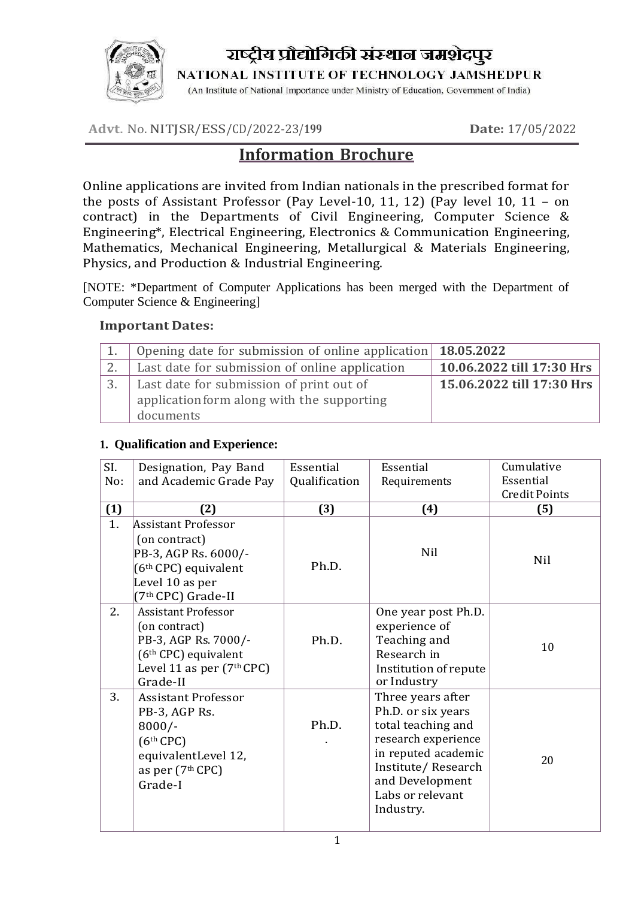# राष्ट्रीय प्रौद्योगिकी संस्थान जमशेदपुर

**NATIONAL INSTITUTE OF TECHNOLOGY JAMSHEDPUR**

(An Institute of National Importance under Ministry of Education, Government of India)

**Advt.** No. NITJSR/ESS/CD/2022-23/**199** **Date:** 17/05/2022

## Information Brochure

Online applications are invited from Indian nationals in the prescribed format for the posts of Assistant Professor (Pay Level-10, 11, 12) (Pay level 10, 11 – on contract) in the Departments of Civil Engineering, Computer Science & Engineering*, Electrical Engineering, Electronics & Communication Engineering, Mathematics, Mechanical Engineering, Metallurgical & Materials Engineering, Physics, and Production & Industrial Engineering.

[NOTE: *Department of Computer Applications has been merged with the Department of Computer Science & Engineering]

**Important Dates:**

| 1. | Opening date for submission of online application | **18.05.2022** |
|---|---|---|
| 2. | Last date for submission of online application | **10.06.2022 till 17:30 Hrs** |
| 3. | Last date for submission of print out of application form along with the supporting documents | **15.06.2022 till 17:30 Hrs** |

**1. Qualification and Experience:**

| SI. No: | Designation, Pay Band and Academic Grade Pay | Essential Qualification | Essential Requirements | Cumulative Essential Credit Points |
|---|---|---|---|---|
| **(1)** | **(2)** | **(3)** | **(4)** | **(5)** |
| 1. | Assistant Professor (on contract) PB-3, AGP Rs. 6000/- (6th CPC) equivalent Level 10 as per (7th CPC) Grade-II | Ph.D. | Nil | Nil |
| 2. | Assistant Professor (on contract) PB-3, AGP Rs. 7000/- (6th CPC) equivalent Level 11 as per (7th CPC) Grade-II | Ph.D. | One year post Ph.D. experience of Teaching and Research in Institution of repute or Industry | 10 |
| 3. | Assistant Professor PB-3, AGP Rs. 8000/- (6th CPC) equivalentLevel 12, as per (7th CPC) Grade-I | Ph.D. . | Three years after Ph.D. or six years total teaching and research experience in reputed academic Institute/ Research and Development Labs or relevant Industry. | 20 |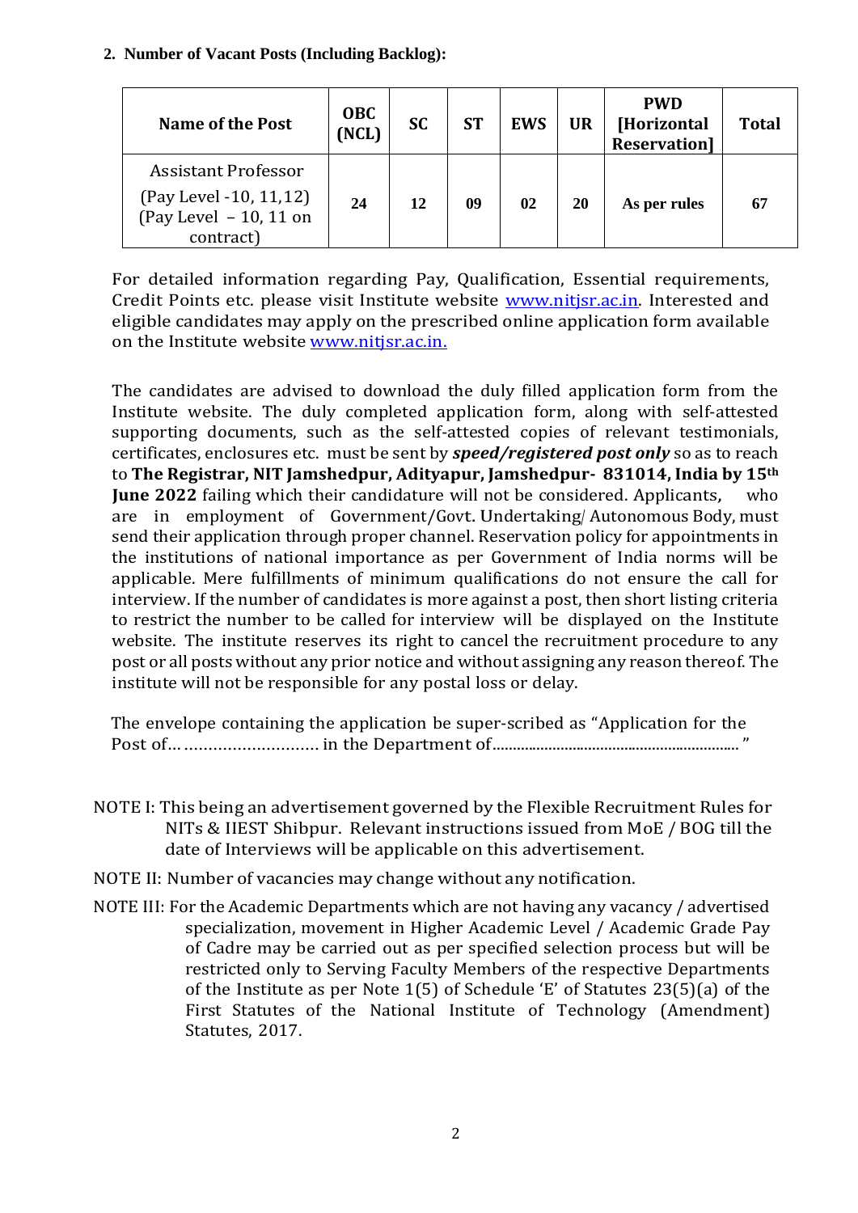**2. Number of Vacant Posts (Including Backlog):**

| Name of the Post | OBC (NCL) | SC | ST | EWS | UR | PWD [Horizontal Reservation] | Total |
|---|---|---|---|---|---|---|---|
| Assistant Professor (Pay Level -10, 11,12) (Pay Level – 10, 11 on contract) | 24 | 12 | 09 | 02 | 20 | As per rules | 67 |

For detailed information regarding Pay, Qualification, Essential requirements, Credit Points etc. please visit Institute website www.nitjsr.ac.in. Interested and eligible candidates may apply on the prescribed online application form available on the Institute website www.nitjsr.ac.in.

The candidates are advised to download the duly filled application form from the Institute website. The duly completed application form, along with self-attested supporting documents, such as the self-attested copies of relevant testimonials, certificates, enclosures etc. must be sent by ***speed/registered post only*** so as to reach to **The Registrar, NIT Jamshedpur, Adityapur, Jamshedpur- 831014, India by 15th June 2022** failing which their candidature will not be considered. Applicants, who are in employment of Government/Govt. Undertaking/ Autonomous Body, must send their application through proper channel. Reservation policy for appointments in the institutions of national importance as per Government of India norms will be applicable. Mere fulfillments of minimum qualifications do not ensure the call for interview. If the number of candidates is more against a post, then short listing criteria to restrict the number to be called for interview will be displayed on the Institute website. The institute reserves its right to cancel the recruitment procedure to any post or all posts without any prior notice and without assigning any reason thereof. The institute will not be responsible for any postal loss or delay.

The envelope containing the application be super-scribed as "Application for the Post of… ………………………. in the Department of……………………………………………………. "

NOTE I: This being an advertisement governed by the Flexible Recruitment Rules for NITs & IIEST Shibpur. Relevant instructions issued from MoE / BOG till the date of Interviews will be applicable on this advertisement.

NOTE II: Number of vacancies may change without any notification.

NOTE III: For the Academic Departments which are not having any vacancy / advertised specialization, movement in Higher Academic Level / Academic Grade Pay of Cadre may be carried out as per specified selection process but will be restricted only to Serving Faculty Members of the respective Departments of the Institute as per Note 1(5) of Schedule 'E' of Statutes 23(5)(a) of the First Statutes of the National Institute of Technology (Amendment) Statutes, 2017.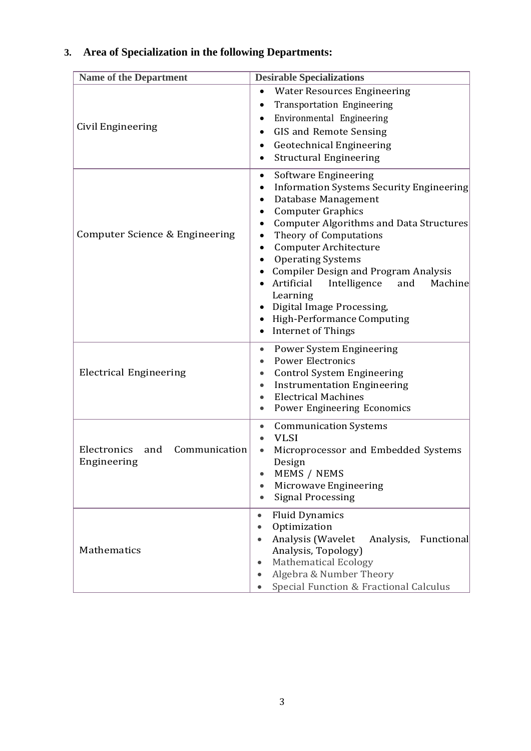### 3. Area of Specialization in the following Departments:

| Name of the Department | Desirable Specializations |
| --- | --- |
| Civil Engineering | • Water Resources Engineering<br>• Transportation Engineering<br>• Environmental Engineering<br>• GIS and Remote Sensing<br>• Geotechnical Engineering<br>• Structural Engineering |
| Computer Science & Engineering | • Software Engineering<br>• Information Systems Security Engineering<br>• Database Management<br>• Computer Graphics<br>• Computer Algorithms and Data Structures<br>• Theory of Computations<br>• Computer Architecture<br>• Operating Systems<br>• Compiler Design and Program Analysis<br>• Artificial Intelligence and Machine Learning<br>• Digital Image Processing,<br>• High-Performance Computing<br>• Internet of Things |
| Electrical Engineering | • Power System Engineering<br>• Power Electronics<br>• Control System Engineering<br>• Instrumentation Engineering<br>• Electrical Machines<br>• Power Engineering Economics |
| Electronics and Communication Engineering | • Communication Systems<br>• VLSI<br>• Microprocessor and Embedded Systems Design<br>• MEMS / NEMS<br>• Microwave Engineering<br>• Signal Processing |
| Mathematics | • Fluid Dynamics<br>• Optimization<br>• Analysis (Wavelet Analysis, Functional Analysis, Topology)<br>• Mathematical Ecology<br>• Algebra & Number Theory<br>• Special Function & Fractional Calculus |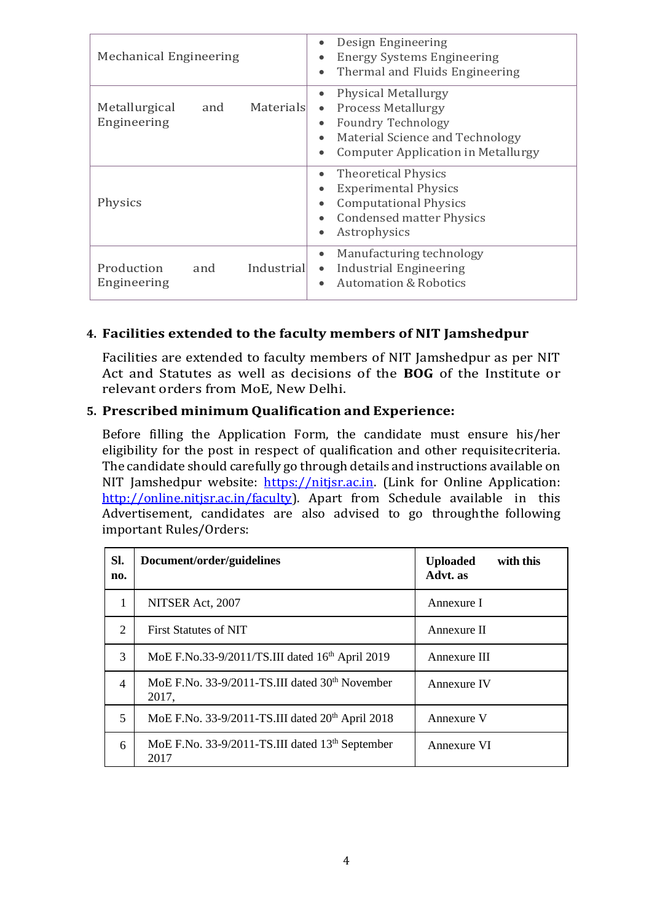| | |
|---|---|
| Mechanical Engineering | • Design Engineering<br>• Energy Systems Engineering<br>• Thermal and Fluids Engineering |
| Metallurgical and Materials Engineering | • Physical Metallurgy<br>• Process Metallurgy<br>• Foundry Technology<br>• Material Science and Technology<br>• Computer Application in Metallurgy |
| Physics | • Theoretical Physics<br>• Experimental Physics<br>• Computational Physics<br>• Condensed matter Physics<br>• Astrophysics |
| Production and Industrial Engineering | • Manufacturing technology<br>• Industrial Engineering<br>• Automation & Robotics |

**4. Facilities extended to the faculty members of NIT Jamshedpur**

Facilities are extended to faculty members of NIT Jamshedpur as per NIT Act and Statutes as well as decisions of the **BOG** of the Institute or relevant orders from MoE, New Delhi.

**5. Prescribed minimum Qualification and Experience:**

Before filling the Application Form, the candidate must ensure his/her eligibility for the post in respect of qualification and other requisitecriteria. The candidate should carefully go through details and instructions available on NIT Jamshedpur website: [https://nitjsr.ac.in](https://nitjsr.ac.in). (Link for Online Application: [http://online.nitjsr.ac.in/faculty](http://online.nitjsr.ac.in/faculty)). Apart from Schedule available in this Advertisement, candidates are also advised to go throughthe following important Rules/Orders:

| Sl. no. | Document/order/guidelines | Uploaded with this Advt. as |
|---|---|---|
| 1 | NITSER Act, 2007 | Annexure I |
| 2 | First Statutes of NIT | Annexure II |
| 3 | MoE F.No.33-9/2011/TS.III dated 16th April 2019 | Annexure III |
| 4 | MoE F.No. 33-9/2011-TS.III dated 30th November 2017, | Annexure IV |
| 5 | MoE F.No. 33-9/2011-TS.III dated 20th April 2018 | Annexure V |
| 6 | MoE F.No. 33-9/2011-TS.III dated 13th September 2017 | Annexure VI |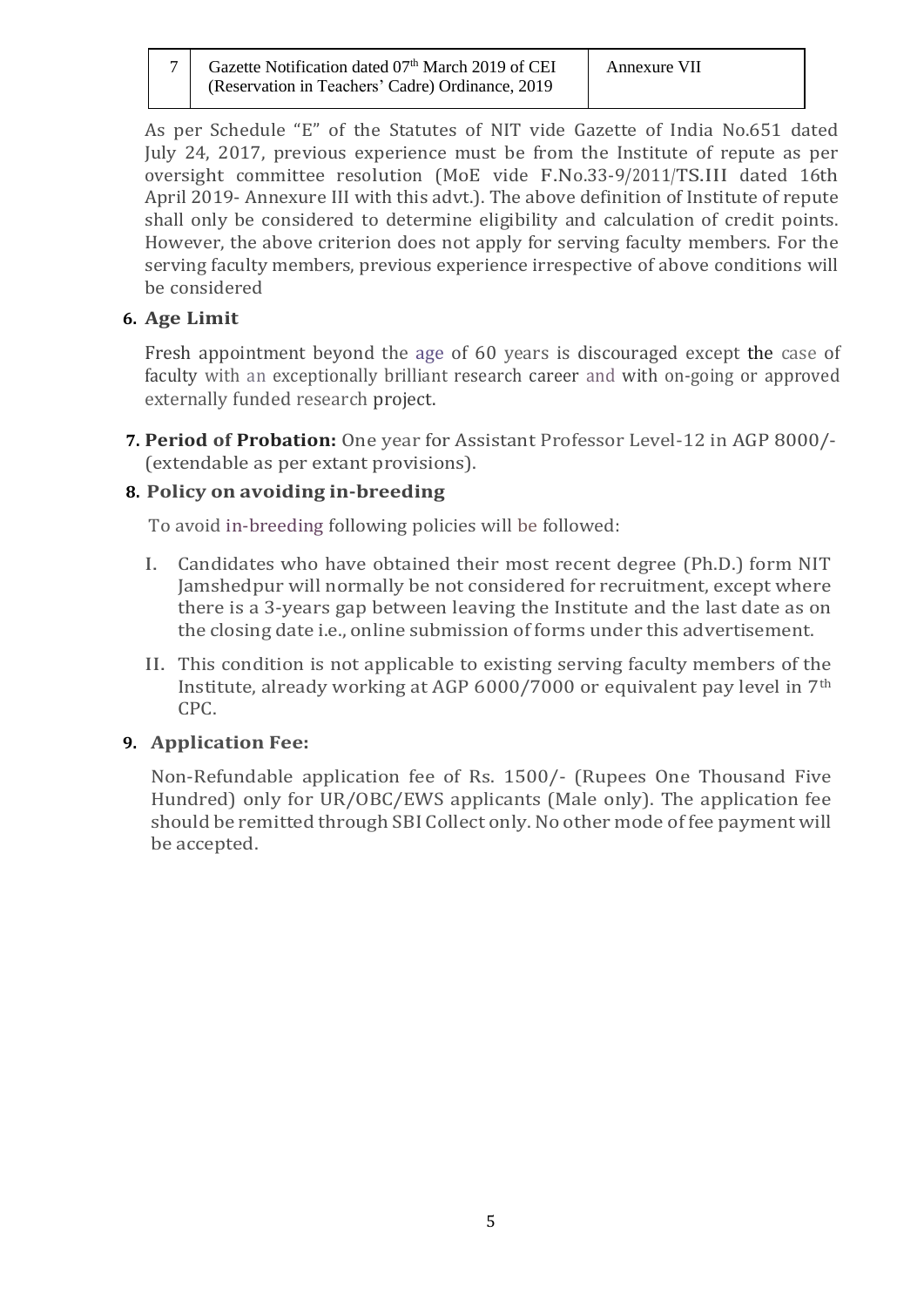| 7 | Gazette Notification dated 07th March 2019 of CEI (Reservation in Teachers' Cadre) Ordinance, 2019 | Annexure VII |
|---|---|---|

As per Schedule "E" of the Statutes of NIT vide Gazette of India No.651 dated July 24, 2017, previous experience must be from the Institute of repute as per oversight committee resolution (MoE vide F.No.33-9/2011/TS.III dated 16th April 2019- Annexure III with this advt.). The above definition of Institute of repute shall only be considered to determine eligibility and calculation of credit points. However, the above criterion does not apply for serving faculty members. For the serving faculty members, previous experience irrespective of above conditions will be considered

**6. Age Limit**

Fresh appointment beyond the age of 60 years is discouraged except the case of faculty with an exceptionally brilliant research career and with on-going or approved externally funded research project.

**7. Period of Probation:** One year for Assistant Professor Level-12 in AGP 8000/- (extendable as per extant provisions).

**8. Policy on avoiding in-breeding**

To avoid in-breeding following policies will be followed:

I. Candidates who have obtained their most recent degree (Ph.D.) form NIT Jamshedpur will normally be not considered for recruitment, except where there is a 3-years gap between leaving the Institute and the last date as on the closing date i.e., online submission of forms under this advertisement.

II. This condition is not applicable to existing serving faculty members of the Institute, already working at AGP 6000/7000 or equivalent pay level in 7th CPC.

**9. Application Fee:**

Non-Refundable application fee of Rs. 1500/- (Rupees One Thousand Five Hundred) only for UR/OBC/EWS applicants (Male only). The application fee should be remitted through SBI Collect only. No other mode of fee payment will be accepted.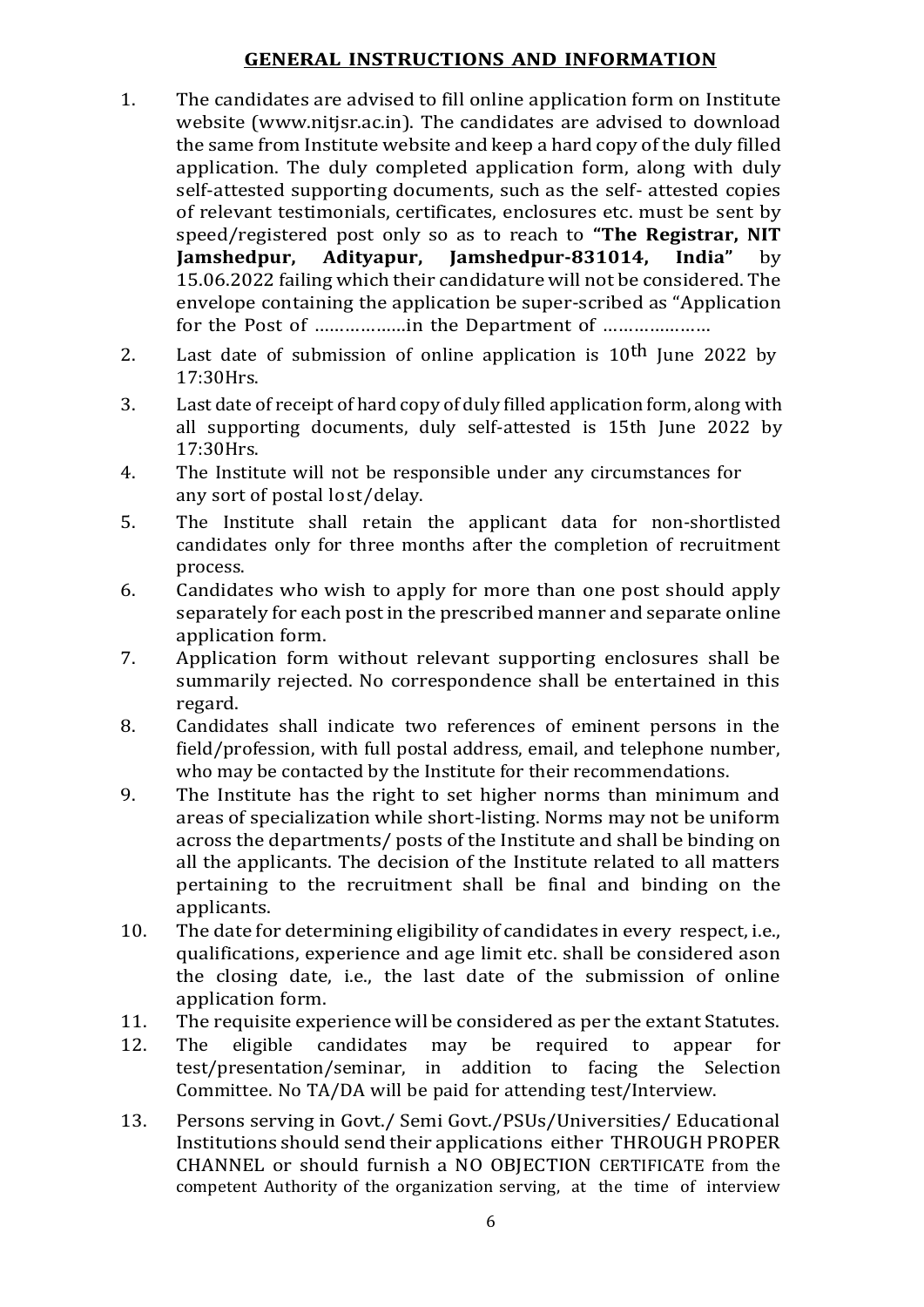## GENERAL INSTRUCTIONS AND INFORMATION

1. The candidates are advised to fill online application form on Institute website (www.nitjsr.ac.in). The candidates are advised to download the same from Institute website and keep a hard copy of the duly filled application. The duly completed application form, along with duly self-attested supporting documents, such as the self- attested copies of relevant testimonials, certificates, enclosures etc. must be sent by speed/registered post only so as to reach to **"The Registrar, NIT Jamshedpur, Adityapur, Jamshedpur-831014, India"** by 15.06.2022 failing which their candidature will not be considered. The envelope containing the application be super-scribed as "Application for the Post of ………………in the Department of …………………
2. Last date of submission of online application is 10th June 2022 by 17:30Hrs.
3. Last date of receipt of hard copy of duly filled application form, along with all supporting documents, duly self-attested is 15th June 2022 by 17:30Hrs.
4. The Institute will not be responsible under any circumstances for any sort of postal lost/delay.
5. The Institute shall retain the applicant data for non-shortlisted candidates only for three months after the completion of recruitment process.
6. Candidates who wish to apply for more than one post should apply separately for each post in the prescribed manner and separate online application form.
7. Application form without relevant supporting enclosures shall be summarily rejected. No correspondence shall be entertained in this regard.
8. Candidates shall indicate two references of eminent persons in the field/profession, with full postal address, email, and telephone number, who may be contacted by the Institute for their recommendations.
9. The Institute has the right to set higher norms than minimum and areas of specialization while short-listing. Norms may not be uniform across the departments/ posts of the Institute and shall be binding on all the applicants. The decision of the Institute related to all matters pertaining to the recruitment shall be final and binding on the applicants.
10. The date for determining eligibility of candidates in every respect, i.e., qualifications, experience and age limit etc. shall be considered ason the closing date, i.e., the last date of the submission of online application form.
11. The requisite experience will be considered as per the extant Statutes.
12. The eligible candidates may be required to appear for test/presentation/seminar, in addition to facing the Selection Committee. No TA/DA will be paid for attending test/Interview.
13. Persons serving in Govt./ Semi Govt./PSUs/Universities/ Educational Institutions should send their applications either THROUGH PROPER CHANNEL or should furnish a NO OBJECTION CERTIFICATE from the competent Authority of the organization serving, at the time of interview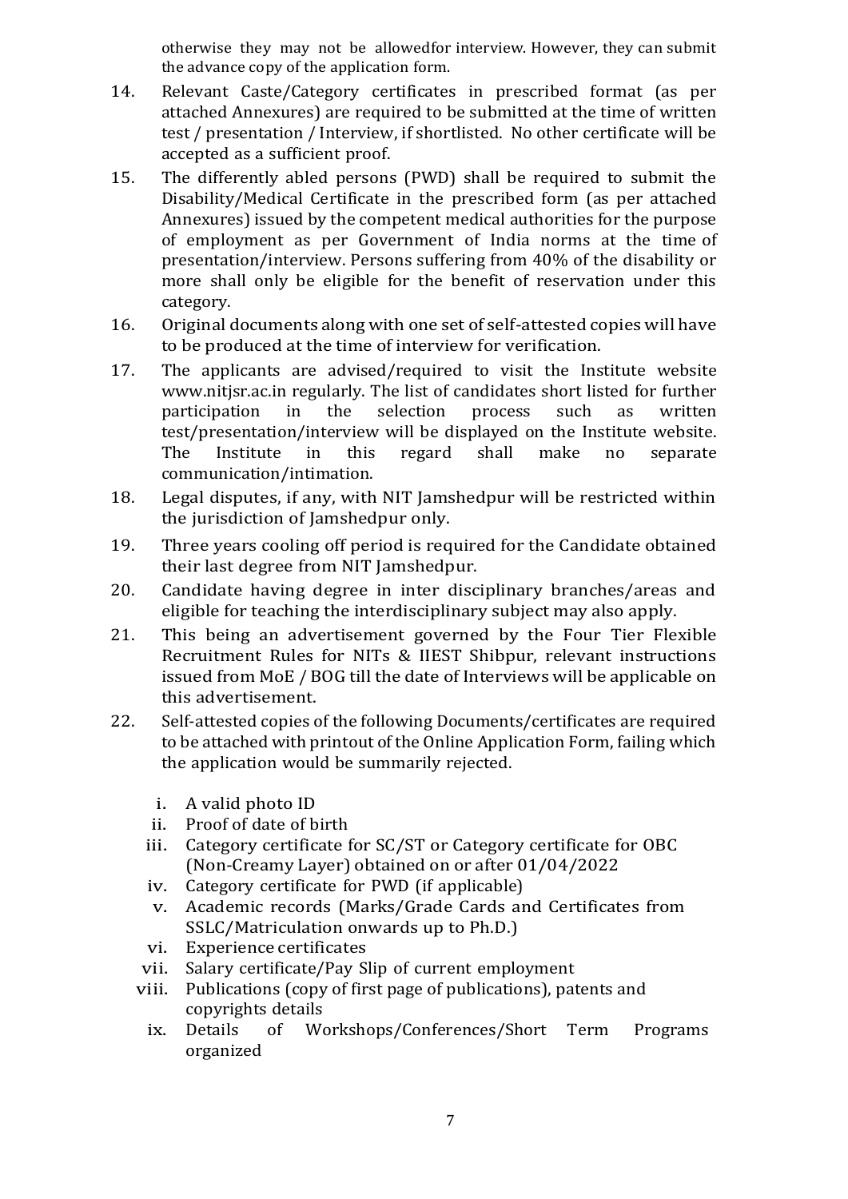otherwise they may not be allowedfor interview. However, they can submit the advance copy of the application form.

14. Relevant Caste/Category certificates in prescribed format (as per attached Annexures) are required to be submitted at the time of written test / presentation / Interview, if shortlisted. No other certificate will be accepted as a sufficient proof.
15. The differently abled persons (PWD) shall be required to submit the Disability/Medical Certificate in the prescribed form (as per attached Annexures) issued by the competent medical authorities for the purpose of employment as per Government of India norms at the time of presentation/interview. Persons suffering from 40% of the disability or more shall only be eligible for the benefit of reservation under this category.
16. Original documents along with one set of self-attested copies will have to be produced at the time of interview for verification.
17. The applicants are advised/required to visit the Institute website www.nitjsr.ac.in regularly. The list of candidates short listed for further participation in the selection process such as written test/presentation/interview will be displayed on the Institute website. The Institute in this regard shall make no separate communication/intimation.
18. Legal disputes, if any, with NIT Jamshedpur will be restricted within the jurisdiction of Jamshedpur only.
19. Three years cooling off period is required for the Candidate obtained their last degree from NIT Jamshedpur.
20. Candidate having degree in inter disciplinary branches/areas and eligible for teaching the interdisciplinary subject may also apply.
21. This being an advertisement governed by the Four Tier Flexible Recruitment Rules for NITs & IIEST Shibpur, relevant instructions issued from MoE / BOG till the date of Interviews will be applicable on this advertisement.
22. Self-attested copies of the following Documents/certificates are required to be attached with printout of the Online Application Form, failing which the application would be summarily rejected.

    i. A valid photo ID
    ii. Proof of date of birth
    iii. Category certificate for SC/ST or Category certificate for OBC (Non-Creamy Layer) obtained on or after 01/04/2022
    iv. Category certificate for PWD (if applicable)
    v. Academic records (Marks/Grade Cards and Certificates from SSLC/Matriculation onwards up to Ph.D.)
    vi. Experience certificates
    vii. Salary certificate/Pay Slip of current employment
    viii. Publications (copy of first page of publications), patents and copyrights details
    ix. Details of Workshops/Conferences/Short Term Programs organized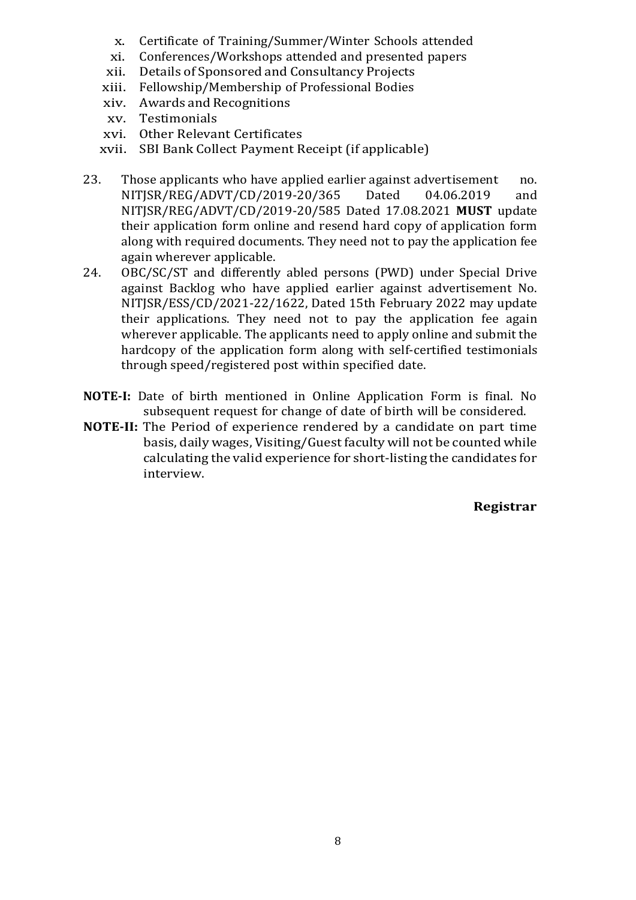x. Certificate of Training/Summer/Winter Schools attended
xi. Conferences/Workshops attended and presented papers
xii. Details of Sponsored and Consultancy Projects
xiii. Fellowship/Membership of Professional Bodies
xiv. Awards and Recognitions
xv. Testimonials
xvi. Other Relevant Certificates
xvii. SBI Bank Collect Payment Receipt (if applicable)

23. Those applicants who have applied earlier against advertisement no. NITJSR/REG/ADVT/CD/2019-20/365 Dated 04.06.2019 and NITJSR/REG/ADVT/CD/2019-20/585 Dated 17.08.2021 **MUST** update their application form online and resend hard copy of application form along with required documents. They need not to pay the application fee again wherever applicable.

24. OBC/SC/ST and differently abled persons (PWD) under Special Drive against Backlog who have applied earlier against advertisement No. NITJSR/ESS/CD/2021-22/1622, Dated 15th February 2022 may update their applications. They need not to pay the application fee again wherever applicable. The applicants need to apply online and submit the hardcopy of the application form along with self-certified testimonials through speed/registered post within specified date.

**NOTE-I:** Date of birth mentioned in Online Application Form is final. No subsequent request for change of date of birth will be considered.

**NOTE-II:** The Period of experience rendered by a candidate on part time basis, daily wages, Visiting/Guest faculty will not be counted while calculating the valid experience for short-listing the candidates for interview.

**Registrar**